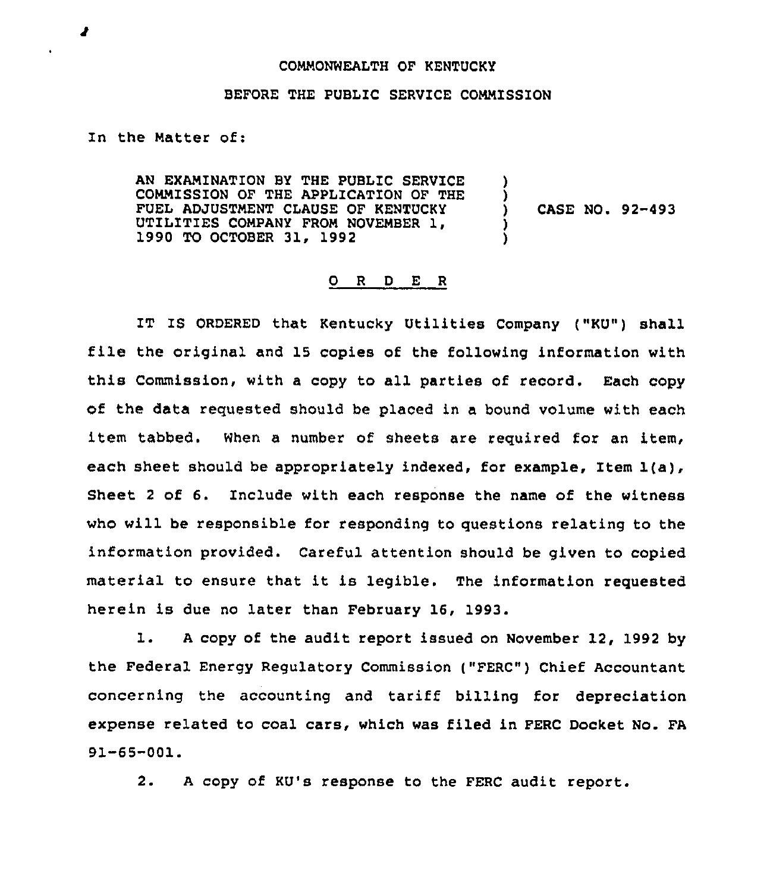COMMONWEALTH OF KENTUCKY

BEFORE THE PUBLIC SERVICE COMMISSION

In the Matter of:

AN EXAMINATION BY THE PUBLIC SERVICE COMMISSION OF THE APPLICATION OF THE FUEL ADJUSTMENT CLAUSE OF KENTUCKY UTILITIES COMPANY FROM NOVEMBER 1, 1990 TO OCTOBER 31, 1992 ) CASE NO. 92-493

O R D E R

IT IS ORDERED that Kentucky Utilities Company ("KU") shall file the original and 15 copies of the following information with this Commission, with a copy to all parties of record. Each copy of the data requested should be placed in a bound volume with each item tabbed. When a number of sheets are required for an item, each sheet should be appropriately indexed, for example, Item 1(a), Sheet 2 of 6. Include with each response the name of the witness who will be responsible for responding to questions relating to the information provided. Careful attention should be given to copied material to ensure that it is legible. The information requested herein is due no later than February 16, 1993.

1. A copy of the audit report issued on November 12, 1992 by the Federal Energy Regulatory Commission ("FERC") Chief Accountant concerning the accounting and tariff billing for depreciation expense related to coal cars, which was filed in FERC Docket No. FA 91-65-001.

2. A copy of KU's response to the FERC audit report.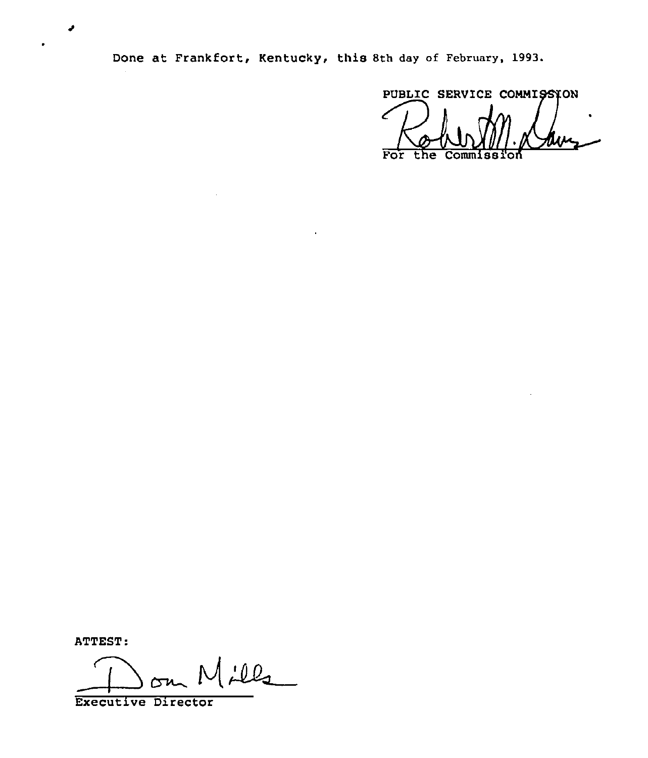Done at Frankfort, Kentucky, this 8th day of February, 1993.

PUBLIC SERVICE COMMISSION

For the Commission

ATTEST:

Executive Director